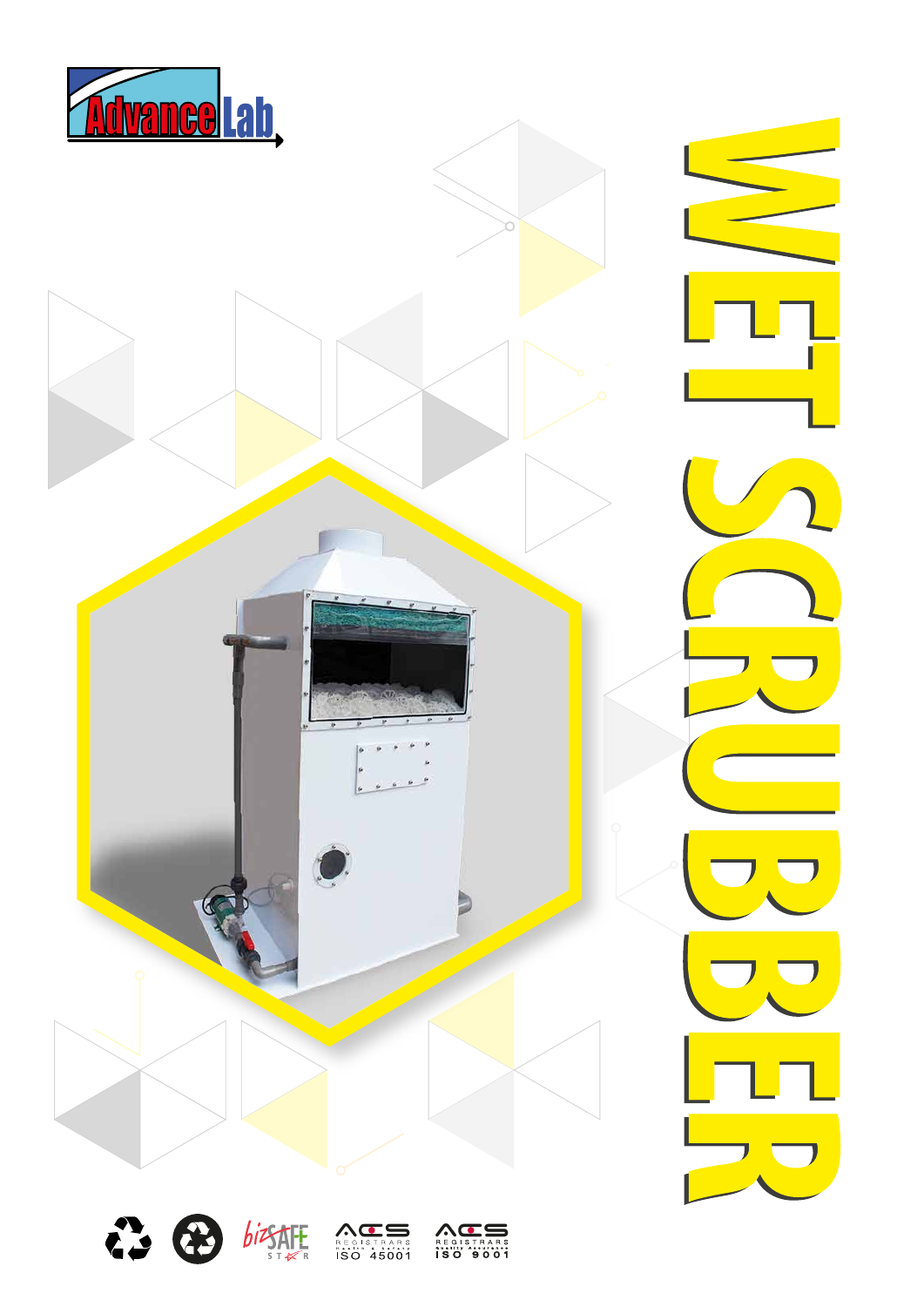AdvanceLab

# WET SCRUBBER

bizSAFE STAR

ACS REGISTRARS Health & Safety ISO 45001

ACS REGISTRARS Quality Assurance ISO 9001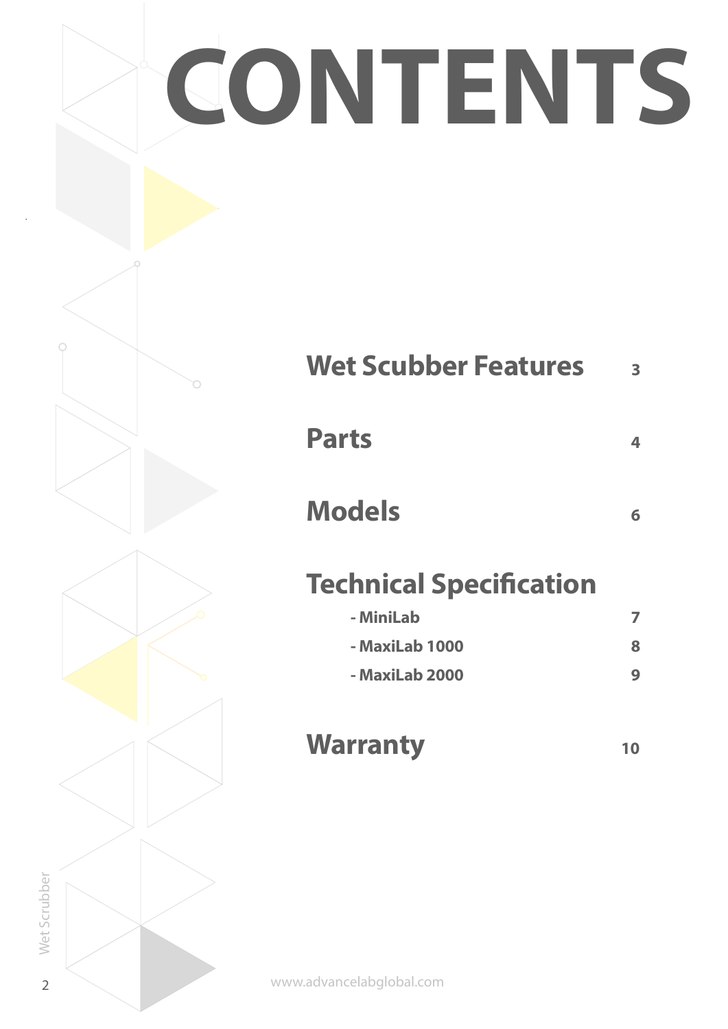# CONTENTS

| | |
|---|---|
| **Wet Scubber Features** | 3 |
| **Parts** | 4 |
| **Models** | 6 |
| **Technical Specification** | |
| - MiniLab | 7 |
| - MaxiLab 1000 | 8 |
| - MaxiLab 2000 | 9 |
| **Warranty** | 10 |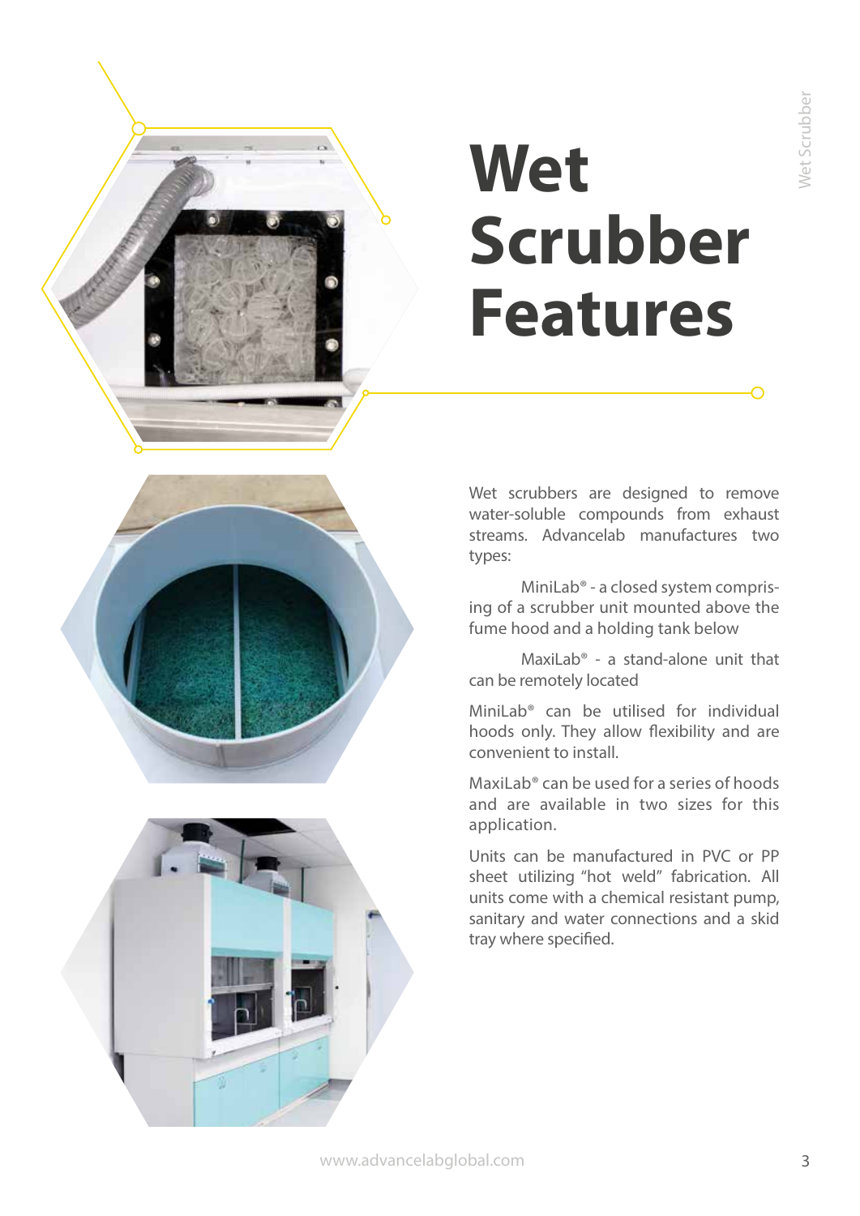# Wet Scrubber Features

Wet scrubbers are designed to remove water-soluble compounds from exhaust streams. Advancelab manufactures two types:

MiniLab® - a closed system comprising of a scrubber unit mounted above the fume hood and a holding tank below

MaxiLab® - a stand-alone unit that can be remotely located

MiniLab® can be utilised for individual hoods only. They allow flexibility and are convenient to install.

MaxiLab® can be used for a series of hoods and are available in two sizes for this application.

Units can be manufactured in PVC or PP sheet utilizing "hot weld" fabrication. All units come with a chemical resistant pump, sanitary and water connections and a skid tray where specified.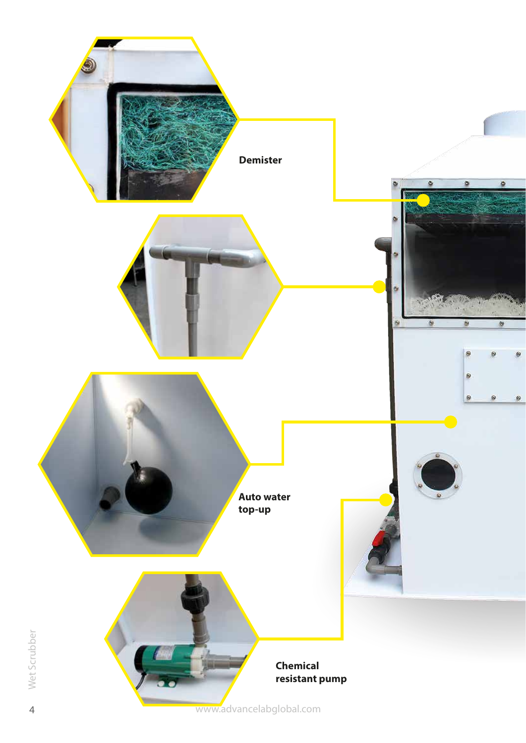Demister

Auto water top-up

Chemical resistant pump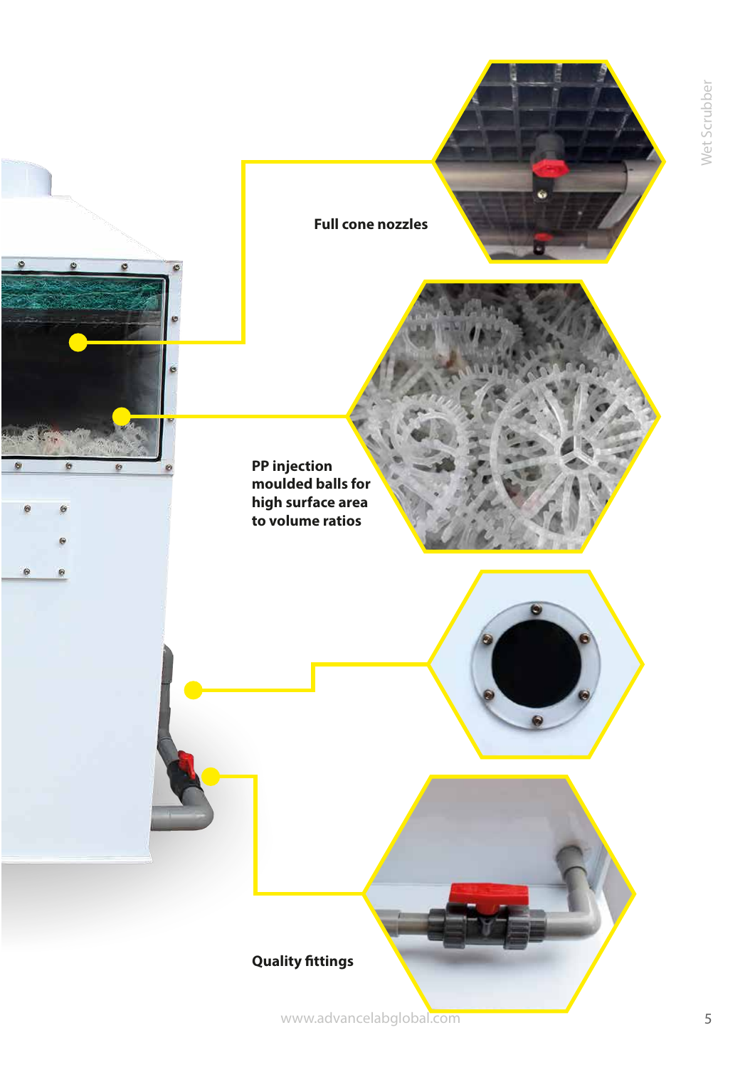Full cone nozzles

PP injection moulded balls for high surface area to volume ratios

Quality fittings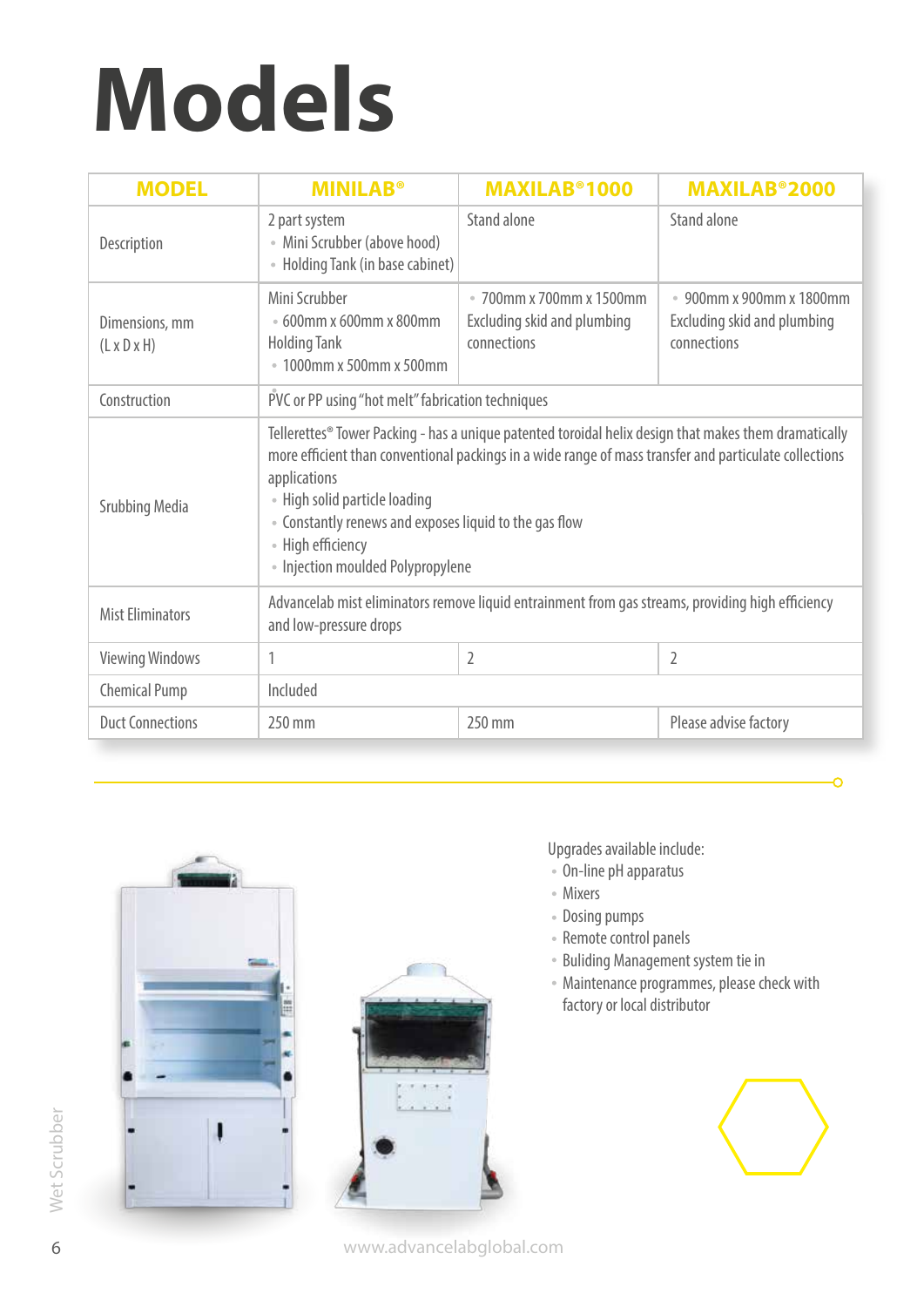# Models

| MODEL | MINILAB® | MAXILAB®1000 | MAXILAB®2000 |
|---|---|---|---|
| Description | 2 part system<br>• Mini Scrubber (above hood)<br>• Holding Tank (in base cabinet) | Stand alone | Stand alone |
| Dimensions, mm (L x D x H) | Mini Scrubber<br>• 600mm x 600mm x 800mm<br>Holding Tank<br>• 1000mm x 500mm x 500mm | • 700mm x 700mm x 1500mm Excluding skid and plumbing connections | • 900mm x 900mm x 1800mm Excluding skid and plumbing connections |
| Construction | PVC or PP using "hot melt" fabrication techniques | | |
| Srubbing Media | Tellerettes® Tower Packing - has a unique patented toroidal helix design that makes them dramatically more efficient than conventional packings in a wide range of mass transfer and particulate collections applications<br>• High solid particle loading<br>• Constantly renews and exposes liquid to the gas flow<br>• High efficiency<br>• Injection moulded Polypropylene | | |
| Mist Eliminators | Advancelab mist eliminators remove liquid entrainment from gas streams, providing high efficiency and low-pressure drops | | |
| Viewing Windows | 1 | 2 | 2 |
| Chemical Pump | Included | | |
| Duct Connections | 250 mm | 250 mm | Please advise factory |

Upgrades available include:

- On-line pH apparatus
- Mixers
- Dosing pumps
- Remote control panels
- Buliding Management system tie in
- Maintenance programmes, please check with factory or local distributor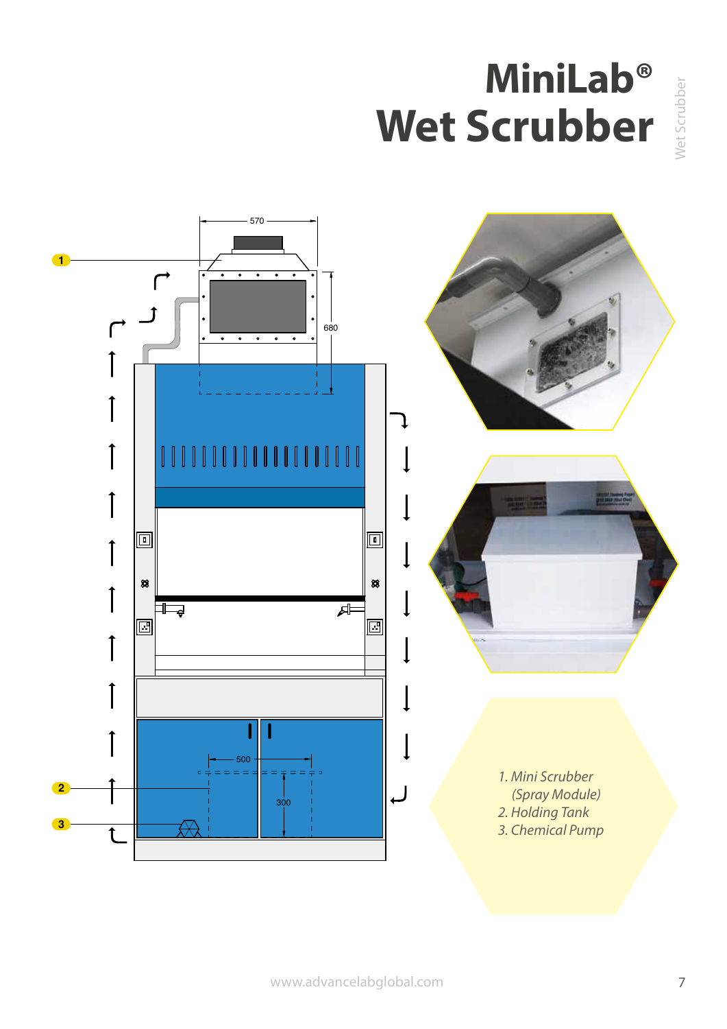# MiniLab®
# Wet Scrubber

1. *Mini Scrubber (Spray Module)*
2. *Holding Tank*
3. *Chemical Pump*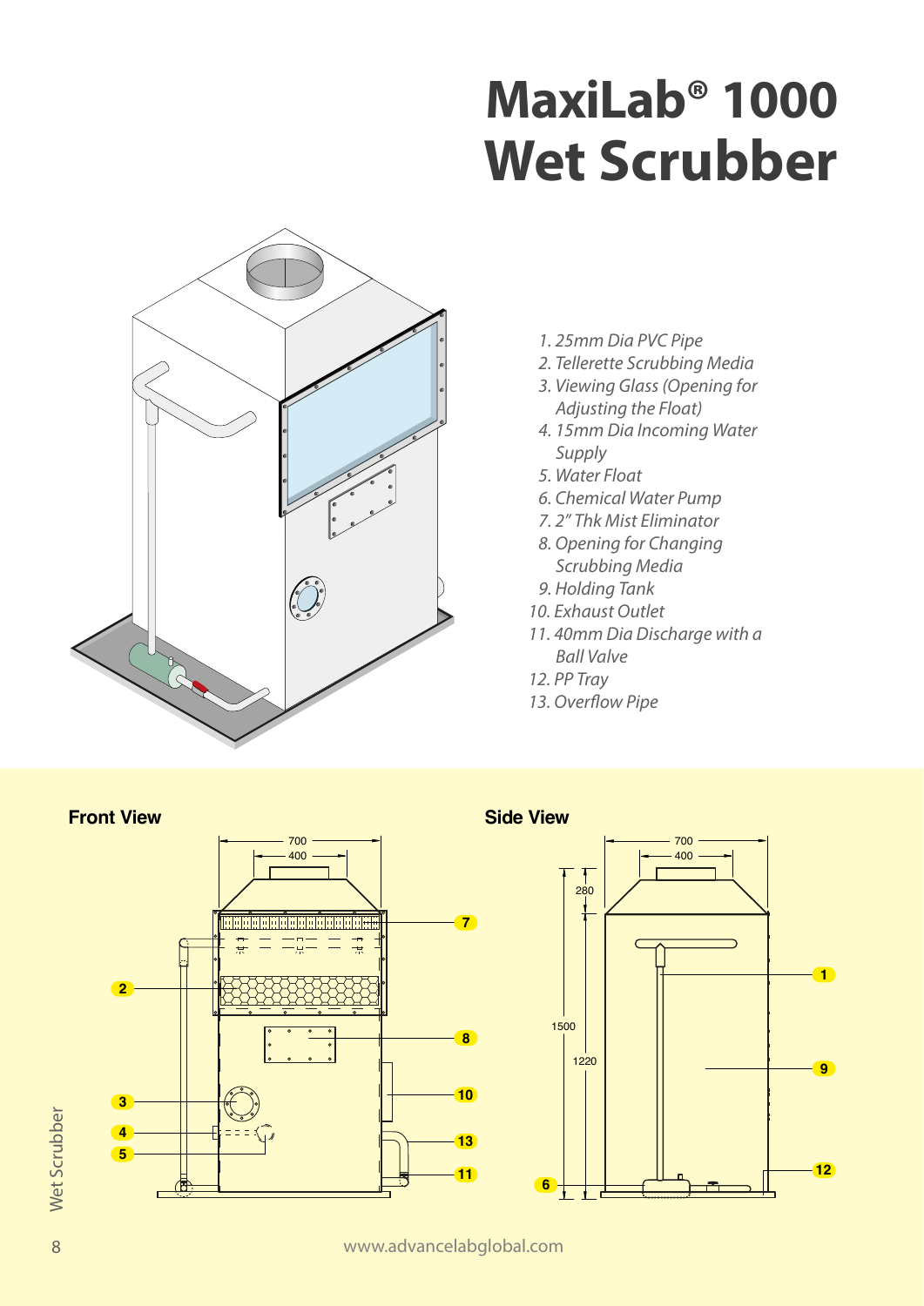# MaxiLab® 1000 Wet Scrubber

1. 25mm Dia PVC Pipe
2. Tellerette Scrubbing Media
3. Viewing Glass (Opening for Adjusting the Float)
4. 15mm Dia Incoming Water Supply
5. Water Float
6. Chemical Water Pump
7. 2" Thk Mist Eliminator
8. Opening for Changing Scrubbing Media
9. Holding Tank
10. Exhaust Outlet
11. 40mm Dia Discharge with a Ball Valve
12. PP Tray
13. Overflow Pipe

**Front View**

**Side View**

www.advancelabglobal.com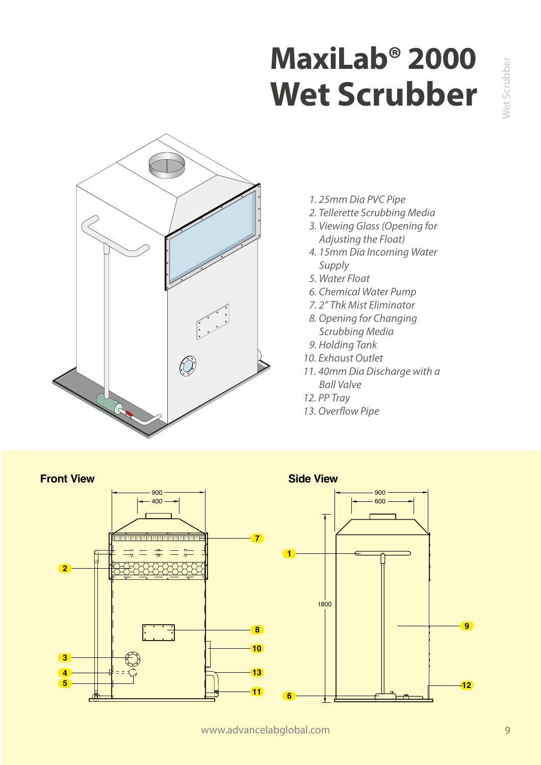# MaxiLab® 2000 Wet Scrubber

1. *25mm Dia PVC Pipe*
2. *Tellerette Scrubbing Media*
3. *Viewing Glass (Opening for Adjusting the Float)*
4. *15mm Dia Incoming Water Supply*
5. *Water Float*
6. *Chemical Water Pump*
7. *2" Thk Mist Eliminator*
8. *Opening for Changing Scrubbing Media*
9. *Holding Tank*
10. *Exhaust Outlet*
11. *40mm Dia Discharge with a Ball Valve*
12. *PP Tray*
13. *Overflow Pipe*

**Front View**

**Side View**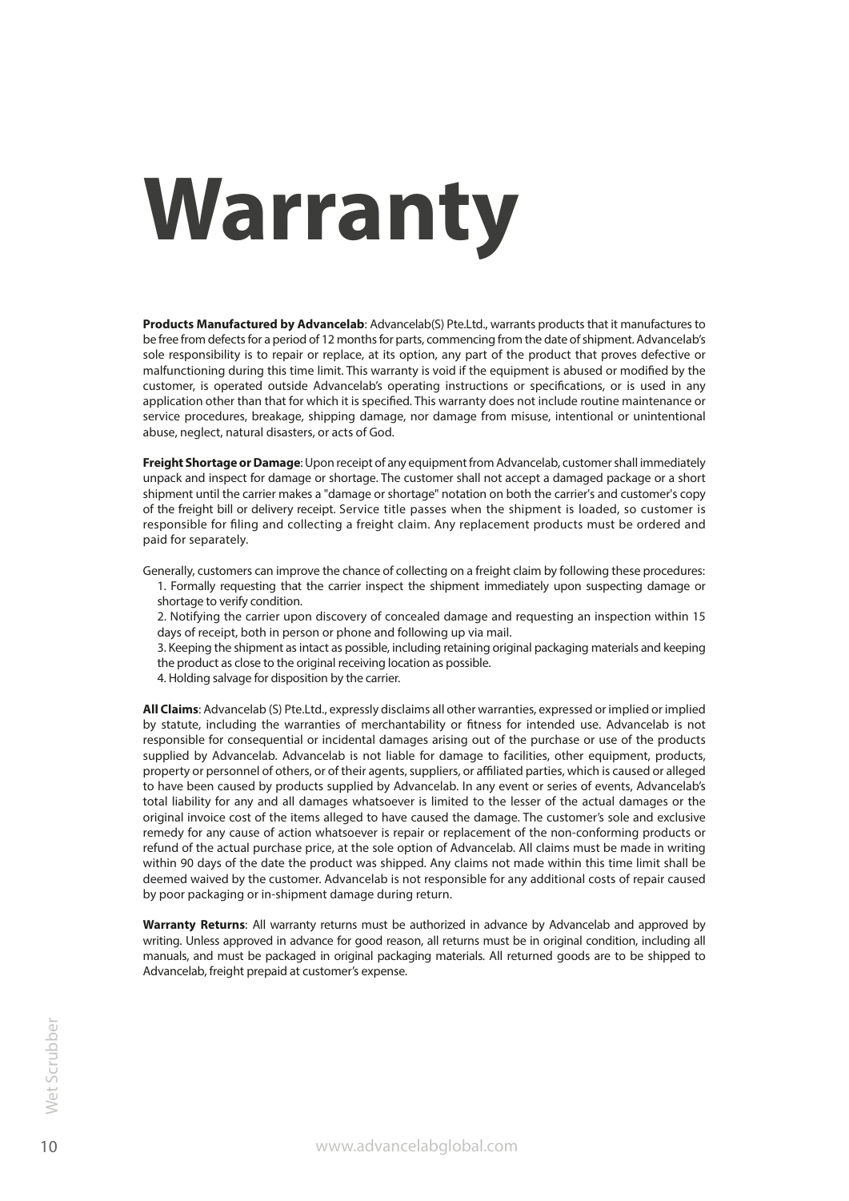# Warranty

**Products Manufactured by Advancelab**: Advancelab(S) Pte.Ltd., warrants products that it manufactures to be free from defects for a period of 12 months for parts, commencing from the date of shipment. Advancelab's sole responsibility is to repair or replace, at its option, any part of the product that proves defective or malfunctioning during this time limit. This warranty is void if the equipment is abused or modified by the customer, is operated outside Advancelab's operating instructions or specifications, or is used in any application other than that for which it is specified. This warranty does not include routine maintenance or service procedures, breakage, shipping damage, nor damage from misuse, intentional or unintentional abuse, neglect, natural disasters, or acts of God.

**Freight Shortage or Damage**: Upon receipt of any equipment from Advancelab, customer shall immediately unpack and inspect for damage or shortage. The customer shall not accept a damaged package or a short shipment until the carrier makes a "damage or shortage" notation on both the carrier's and customer's copy of the freight bill or delivery receipt. Service title passes when the shipment is loaded, so customer is responsible for filing and collecting a freight claim. Any replacement products must be ordered and paid for separately.

Generally, customers can improve the chance of collecting on a freight claim by following these procedures:

1. Formally requesting that the carrier inspect the shipment immediately upon suspecting damage or shortage to verify condition.
2. Notifying the carrier upon discovery of concealed damage and requesting an inspection within 15 days of receipt, both in person or phone and following up via mail.
3. Keeping the shipment as intact as possible, including retaining original packaging materials and keeping the product as close to the original receiving location as possible.
4. Holding salvage for disposition by the carrier.

**All Claims**: Advancelab (S) Pte.Ltd., expressly disclaims all other warranties, expressed or implied or implied by statute, including the warranties of merchantability or fitness for intended use. Advancelab is not responsible for consequential or incidental damages arising out of the purchase or use of the products supplied by Advancelab. Advancelab is not liable for damage to facilities, other equipment, products, property or personnel of others, or of their agents, suppliers, or affiliated parties, which is caused or alleged to have been caused by products supplied by Advancelab. In any event or series of events, Advancelab's total liability for any and all damages whatsoever is limited to the lesser of the actual damages or the original invoice cost of the items alleged to have caused the damage. The customer's sole and exclusive remedy for any cause of action whatsoever is repair or replacement of the non-conforming products or refund of the actual purchase price, at the sole option of Advancelab. All claims must be made in writing within 90 days of the date the product was shipped. Any claims not made within this time limit shall be deemed waived by the customer. Advancelab is not responsible for any additional costs of repair caused by poor packaging or in-shipment damage during return.

**Warranty Returns**: All warranty returns must be authorized in advance by Advancelab and approved by writing. Unless approved in advance for good reason, all returns must be in original condition, including all manuals, and must be packaged in original packaging materials. All returned goods are to be shipped to Advancelab, freight prepaid at customer's expense.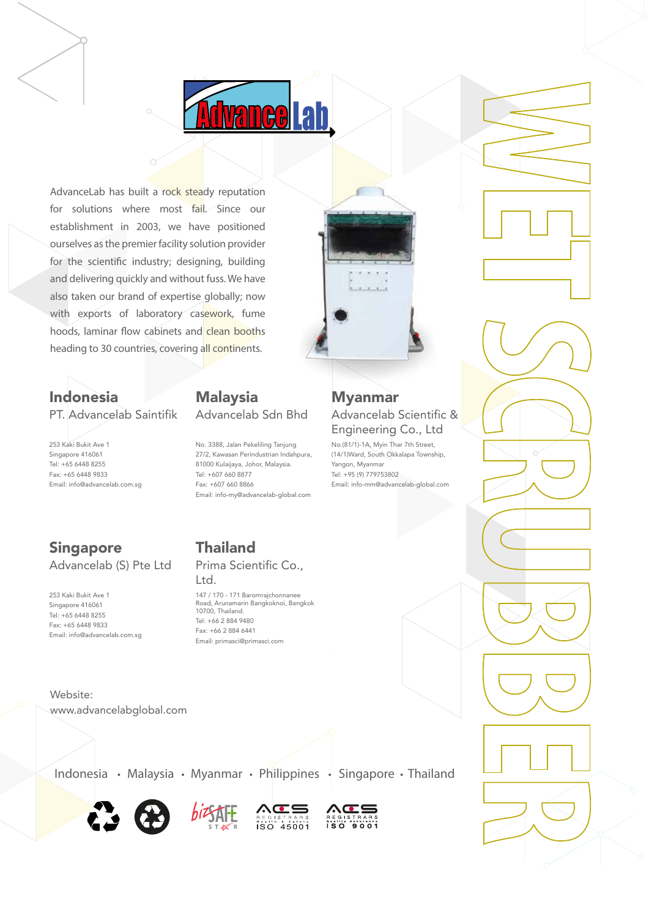WET SCRUBBER

AdvanceLab has built a rock steady reputation for solutions where most fail. Since our establishment in 2003, we have positioned ourselves as the premier facility solution provider for the scientific industry; designing, building and delivering quickly and without fuss. We have also taken our brand of expertise globally; now with exports of laboratory casework, fume hoods, laminar flow cabinets and clean booths heading to 30 countries, covering all continents.

## Indonesia

PT. Advancelab Saintifik

253 Kaki Bukit Ave 1
Singapore 416061
Tel: +65 6448 8255
Fax: +65 6448 9833
Email: info@advancelab.com.sg

## Malaysia

Advancelab Sdn Bhd

No. 3388, Jalan Pekeliling Tanjung 27/2, Kawasan Perindustrian Indahpura, 81000 Kulaijaya, Johor, Malaysia.
Tel: +607 660 8877
Fax: +607 660 8866
Email: info-my@advancelab-global.com

## Myanmar

Advancelab Scientific & Engineering Co., Ltd

No.(81/1)-1A, Myin Thar 7th Street, (14/1)Ward, South Okkalapa Township, Yangon, Myanmar
Tel: +95 (9) 779753802
Email: info-mm@advancelab-global.com

## Singapore

Advancelab (S) Pte Ltd

253 Kaki Bukit Ave 1
Singapore 416061
Tel: +65 6448 8255
Fax: +65 6448 9833
Email: info@advancelab.com.sg

## Thailand

Prima Scientific Co., Ltd.

147 / 170 - 171 Baromrajchonnanee Road, Arunamarin Bangkoknoi, Bangkok 10700, Thailand.
Tel: +66 2 884 9480
Fax: +66 2 884 6441
Email: primasci@primasci.com

Website:
www.advancelabglobal.com

Indonesia • Malaysia • Myanmar • Philippines • Singapore • Thailand

bizSAFE STAR

ACS Registrars Health & Safety ISO 45001

ACS Registrars Quality Assurance ISO 9001